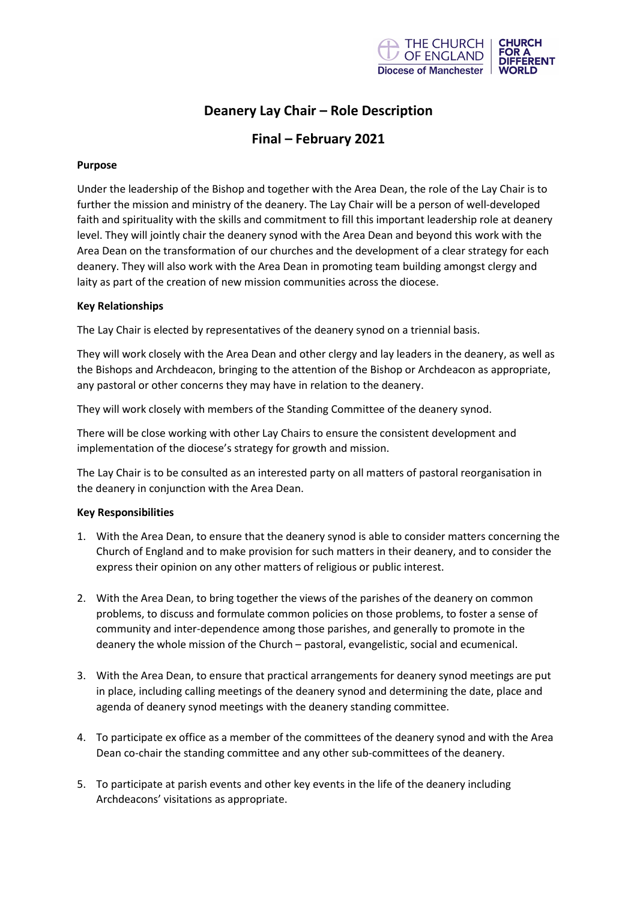# Deanery Lay Chair – Role Description

## Final – February 2021

**Purpose**

Under the leadership of the Bishop and together with the Area Dean, the role of the Lay Chair is to further the mission and ministry of the deanery. The Lay Chair will be a person of well-developed faith and spirituality with the skills and commitment to fill this important leadership role at deanery level. They will jointly chair the deanery synod with the Area Dean and beyond this work with the Area Dean on the transformation of our churches and the development of a clear strategy for each deanery. They will also work with the Area Dean in promoting team building amongst clergy and laity as part of the creation of new mission communities across the diocese.

**Key Relationships**

The Lay Chair is elected by representatives of the deanery synod on a triennial basis.

They will work closely with the Area Dean and other clergy and lay leaders in the deanery, as well as the Bishops and Archdeacon, bringing to the attention of the Bishop or Archdeacon as appropriate, any pastoral or other concerns they may have in relation to the deanery.

They will work closely with members of the Standing Committee of the deanery synod.

There will be close working with other Lay Chairs to ensure the consistent development and implementation of the diocese's strategy for growth and mission.

The Lay Chair is to be consulted as an interested party on all matters of pastoral reorganisation in the deanery in conjunction with the Area Dean.

**Key Responsibilities**

1. With the Area Dean, to ensure that the deanery synod is able to consider matters concerning the Church of England and to make provision for such matters in their deanery, and to consider the express their opinion on any other matters of religious or public interest.

2. With the Area Dean, to bring together the views of the parishes of the deanery on common problems, to discuss and formulate common policies on those problems, to foster a sense of community and inter-dependence among those parishes, and generally to promote in the deanery the whole mission of the Church – pastoral, evangelistic, social and ecumenical.

3. With the Area Dean, to ensure that practical arrangements for deanery synod meetings are put in place, including calling meetings of the deanery synod and determining the date, place and agenda of deanery synod meetings with the deanery standing committee.

4. To participate ex office as a member of the committees of the deanery synod and with the Area Dean co-chair the standing committee and any other sub-committees of the deanery.

5. To participate at parish events and other key events in the life of the deanery including Archdeacons' visitations as appropriate.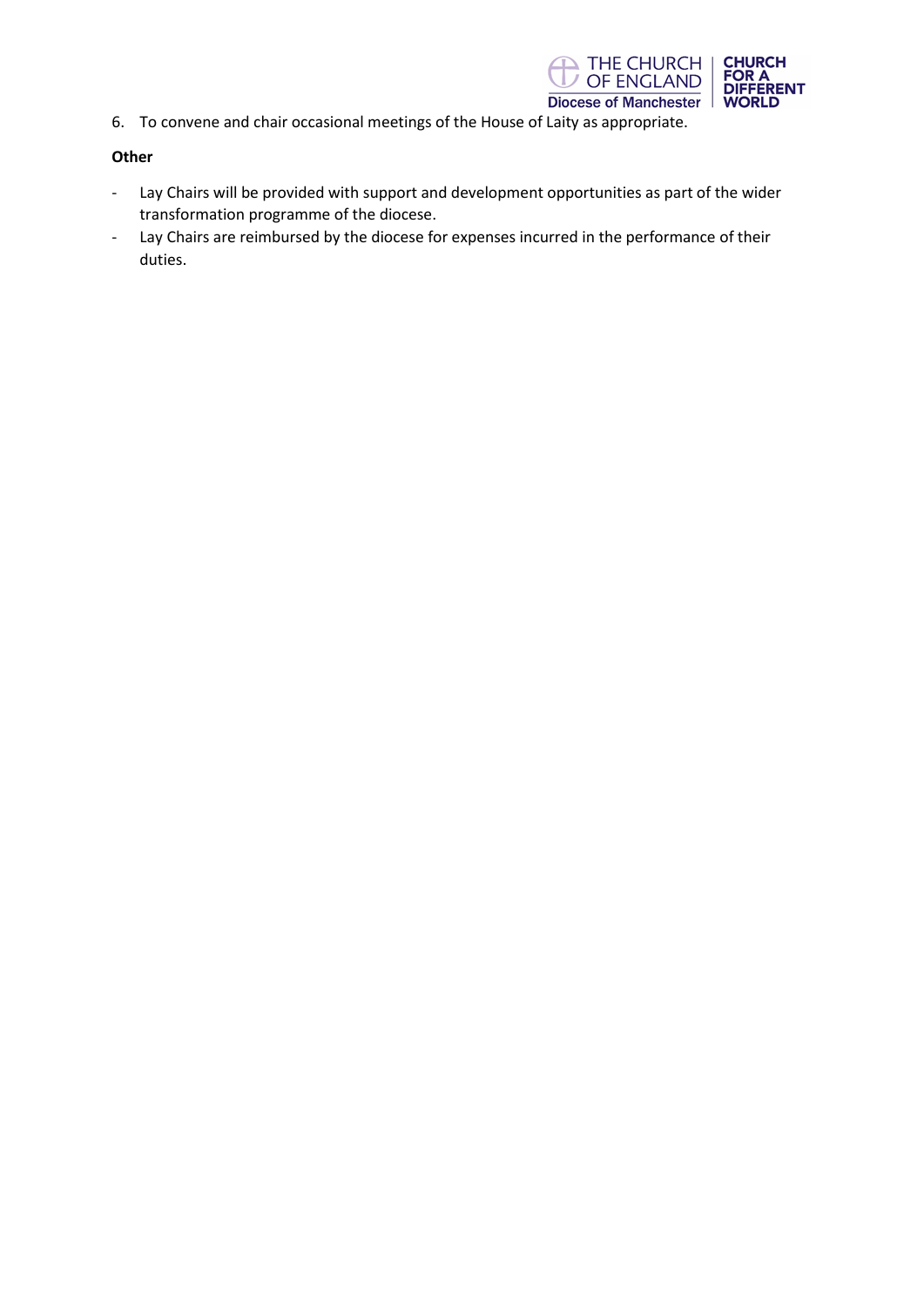6. To convene and chair occasional meetings of the House of Laity as appropriate.

**Other**

- Lay Chairs will be provided with support and development opportunities as part of the wider transformation programme of the diocese.
- Lay Chairs are reimbursed by the diocese for expenses incurred in the performance of their duties.